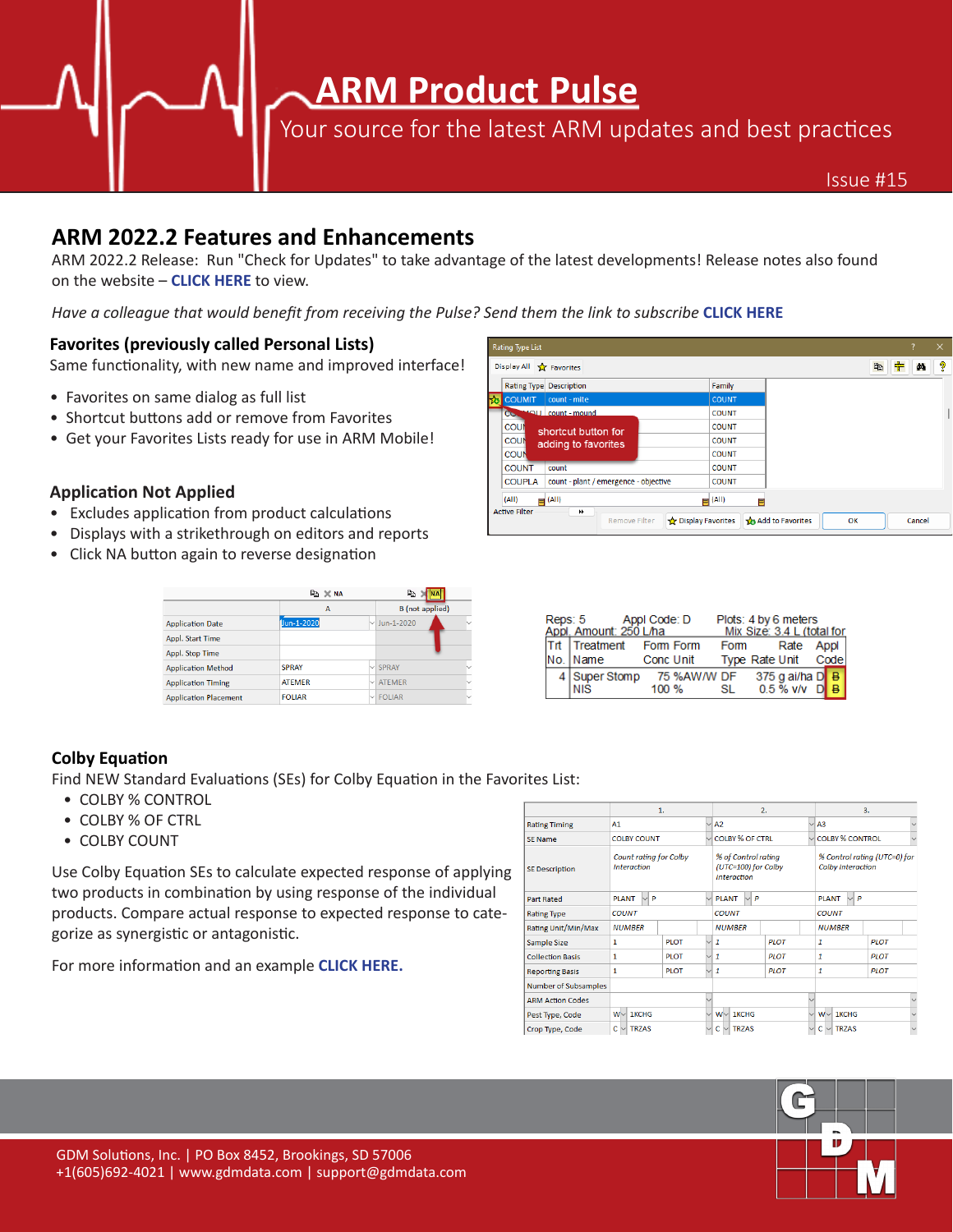# ARM Product Pulse

Your source for the latest ARM updates and best practices

Issue #15

## ARM 2022.2 Features and Enhancements

ARM 2022.2 Release: Run "Check for Updates" to take advantage of the latest developments! Release notes also found on the website – **CLICK HERE** to view.

*Have a colleague that would benefit from receiving the Pulse? Send them the link to subscribe* **CLICK HERE**

### Favorites (previously called Personal Lists)

Same functionality, with new name and improved interface!

- Favorites on same dialog as full list
- Shortcut buttons add or remove from Favorites
- Get your Favorites Lists ready for use in ARM Mobile!

### Application Not Applied

- Excludes application from product calculations
- Displays with a strikethrough on editors and reports
- Click NA button again to reverse designation

### Colby Equation

Find NEW Standard Evaluations (SEs) for Colby Equation in the Favorites List:

- COLBY % CONTROL
- COLBY % OF CTRL
- COLBY COUNT

Use Colby Equation SEs to calculate expected response of applying two products in combination by using response of the individual products. Compare actual response to expected response to categorize as synergistic or antagonistic.

For more information and an example **CLICK HERE.**

GDM Solutions, Inc. | PO Box 8452, Brookings, SD 57006
+1(605)692-4021 | www.gdmdata.com | support@gdmdata.com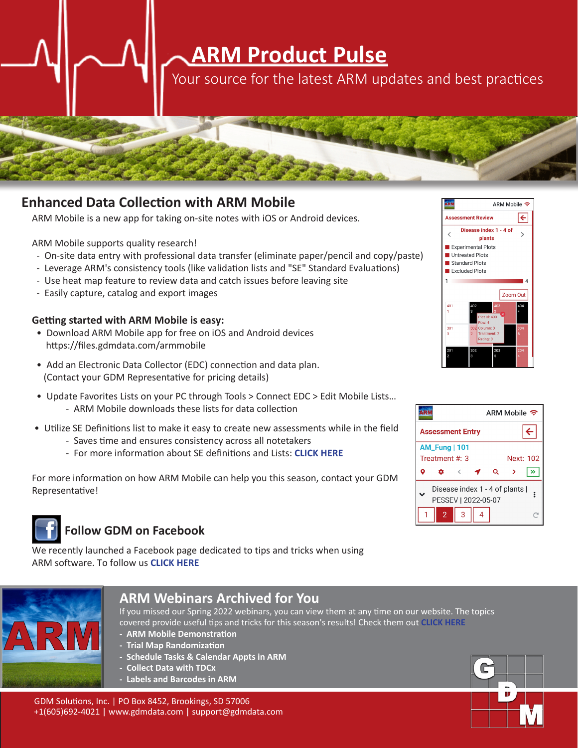# ARM Product Pulse

Your source for the latest ARM updates and best practices

## Enhanced Data Collection with ARM Mobile

ARM Mobile is a new app for taking on-site notes with iOS or Android devices.

ARM Mobile supports quality research!

- On-site data entry with professional data transfer (eliminate paper/pencil and copy/paste)
- Leverage ARM's consistency tools (like validation lists and "SE" Standard Evaluations)
- Use heat map feature to review data and catch issues before leaving site
- Easily capture, catalog and export images

### Getting started with ARM Mobile is easy:

- Download ARM Mobile app for free on iOS and Android devices https://files.gdmdata.com/armmobile
- Add an Electronic Data Collector (EDC) connection and data plan. (Contact your GDM Representative for pricing details)
- Update Favorites Lists on your PC through Tools > Connect EDC > Edit Mobile Lists...
  - ARM Mobile downloads these lists for data collection
- Utilize SE Definitions list to make it easy to create new assessments while in the field
  - Saves time and ensures consistency across all notetakers
  - For more information about SE definitions and Lists: **CLICK HERE**

For more information on how ARM Mobile can help you this season, contact your GDM Representative!

## Follow GDM on Facebook

We recently launched a Facebook page dedicated to tips and tricks when using ARM software. To follow us **CLICK HERE**

## ARM Webinars Archived for You

If you missed our Spring 2022 webinars, you can view them at any time on our website. The topics covered provide useful tips and tricks for this season's results! Check them out **CLICK HERE**

- **ARM Mobile Demonstration**
- **Trial Map Randomization**
- **Schedule Tasks & Calendar Appts in ARM**
- **Collect Data with TDCx**
- **Labels and Barcodes in ARM**

GDM Solutions, Inc. | PO Box 8452, Brookings, SD 57006
+1(605)692-4021 | www.gdmdata.com | support@gdmdata.com